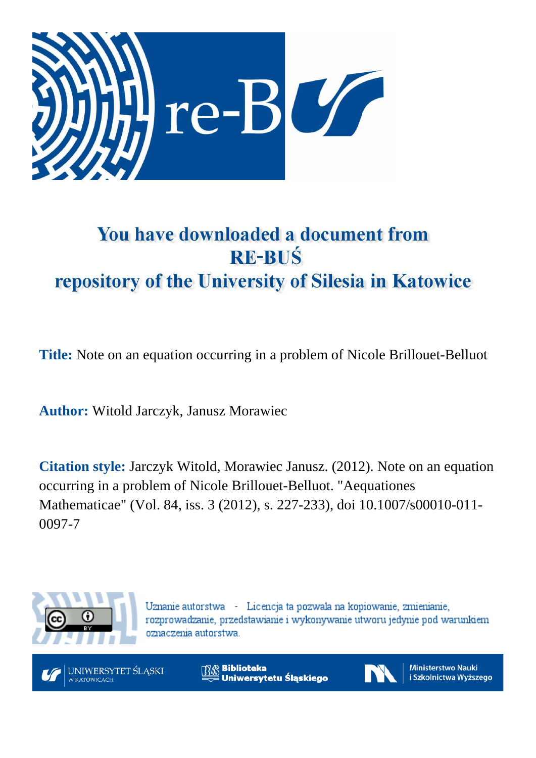# You have downloaded a document from RE-BUŚ repository of the University of Silesia in Katowice

**Title:** Note on an equation occurring in a problem of Nicole Brillouet-Belluot

**Author:** Witold Jarczyk, Janusz Morawiec

**Citation style:** Jarczyk Witold, Morawiec Janusz. (2012). Note on an equation occurring in a problem of Nicole Brillouet-Belluot. "Aequationes Mathematicae" (Vol. 84, iss. 3 (2012), s. 227-233), doi 10.1007/s00010-011-0097-7

Uznanie autorstwa - Licencja ta pozwala na kopiowanie, zmienianie, rozprowadzanie, przedstawianie i wykonywanie utworu jedynie pod warunkiem oznaczenia autorstwa.

UNIWERSYTET ŚLĄSKI W KATOWICACH

Biblioteka Uniwersytetu Śląskiego

Ministerstwo Nauki i Szkolnictwa Wyższego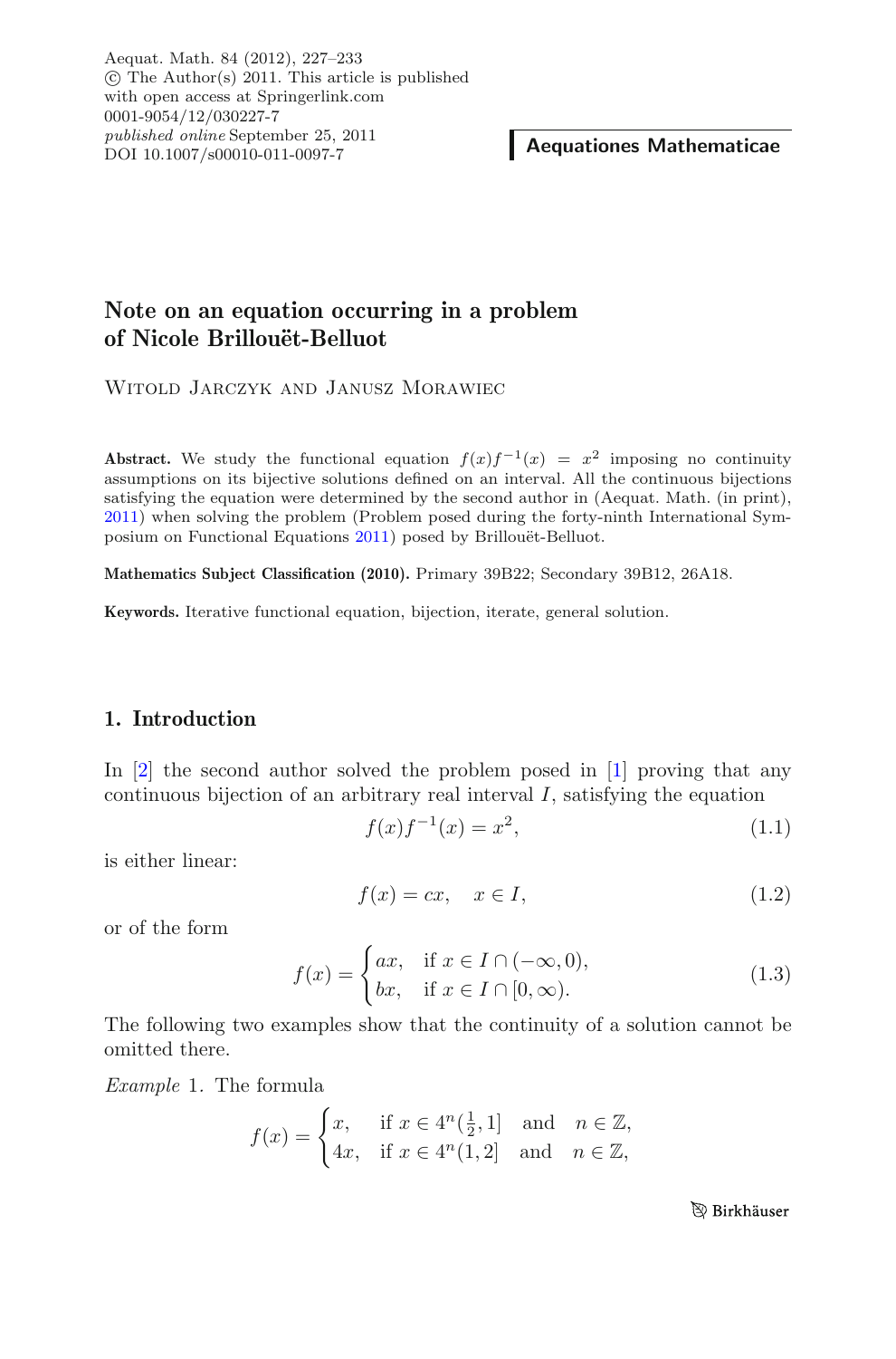# Note on an equation occurring in a problem of Nicole Brillouët-Belluot

Witold Jarczyk and Janusz Morawiec

**Abstract.** We study the functional equation $f(x)f^{-1}(x) = x^2$ imposing no continuity assumptions on its bijective solutions defined on an interval. All the continuous bijections satisfying the equation were determined by the second author in (Aequat. Math. (in print), 2011) when solving the problem (Problem posed during the forty-ninth International Symposium on Functional Equations 2011) posed by Brillouët-Belluot.

**Mathematics Subject Classification (2010).** Primary 39B22; Secondary 39B12, 26A18.

**Keywords.** Iterative functional equation, bijection, iterate, general solution.

## 1. Introduction

In [2] the second author solved the problem posed in [1] proving that any continuous bijection of an arbitrary real interval $I$, satisfying the equation

$$f(x)f^{-1}(x) = x^2, \tag{1.1}$$

is either linear:

$$f(x) = cx, \quad x \in I, \tag{1.2}$$

or of the form

$$f(x) = \begin{cases} ax, & \text{if } x \in I \cap (-\infty, 0), \\ bx, & \text{if } x \in I \cap [0, \infty). \end{cases} \tag{1.3}$$

The following two examples show that the continuity of a solution cannot be omitted there.

*Example* 1. The formula

$$f(x) = \begin{cases} x, & \text{if } x \in 4^n(\frac{1}{2}, 1] \quad \text{and} \quad n \in \mathbb{Z}, \\ 4x, & \text{if } x \in 4^n(1, 2] \quad \text{and} \quad n \in \mathbb{Z}, \end{cases}$$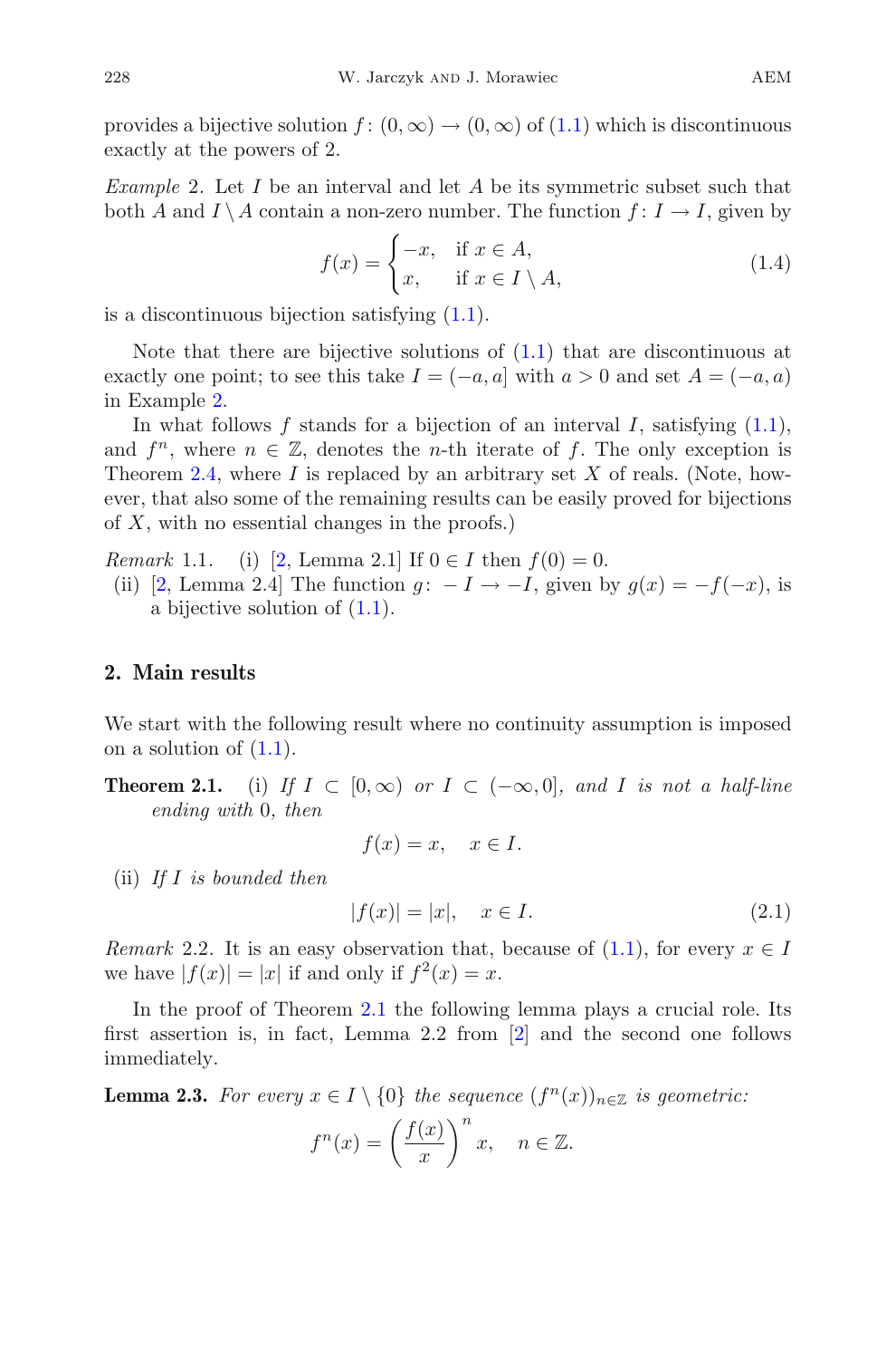provides a bijective solution $f\colon (0,\infty) \to (0,\infty)$ of (1.1) which is discontinuous exactly at the powers of 2.

*Example* 2. Let $I$ be an interval and let $A$ be its symmetric subset such that both $A$ and $I \setminus A$ contain a non-zero number. The function $f\colon I \to I$, given by

$$f(x) = \begin{cases} -x, & \text{if } x \in A, \\ x, & \text{if } x \in I \setminus A, \end{cases} \tag{1.4}$$

is a discontinuous bijection satisfying (1.1).

Note that there are bijective solutions of (1.1) that are discontinuous at exactly one point; to see this take $I = (-a, a]$ with $a > 0$ and set $A = (-a, a)$ in Example 2.

In what follows $f$ stands for a bijection of an interval $I$, satisfying (1.1), and $f^n$, where $n \in \mathbb{Z}$, denotes the $n$-th iterate of $f$. The only exception is Theorem 2.4, where $I$ is replaced by an arbitrary set $X$ of reals. (Note, however, that also some of the remaining results can be easily proved for bijections of $X$, with no essential changes in the proofs.)

*Remark* 1.1. (i) [2, Lemma 2.1] If $0 \in I$ then $f(0) = 0$.

(ii) [2, Lemma 2.4] The function $g\colon -I \to -I$, given by $g(x) = -f(-x)$, is a bijective solution of (1.1).

## 2. Main results

We start with the following result where no continuity assumption is imposed on a solution of (1.1).

**Theorem 2.1.** (i) *If $I \subset [0,\infty)$ or $I \subset (-\infty, 0]$, and $I$ is not a half-line ending with* 0*, then*

$$f(x) = x, \quad x \in I.$$

(ii) *If $I$ is bounded then*

$$|f(x)| = |x|, \quad x \in I. \tag{2.1}$$

*Remark* 2.2. It is an easy observation that, because of (1.1), for every $x \in I$ we have $|f(x)| = |x|$ if and only if $f^2(x) = x$.

In the proof of Theorem 2.1 the following lemma plays a crucial role. Its first assertion is, in fact, Lemma 2.2 from [2] and the second one follows immediately.

**Lemma 2.3.** *For every $x \in I \setminus \{0\}$ the sequence $(f^n(x))_{n\in\mathbb{Z}}$ is geometric:*

$$f^n(x) = \left(\frac{f(x)}{x}\right)^n x, \quad n \in \mathbb{Z}.$$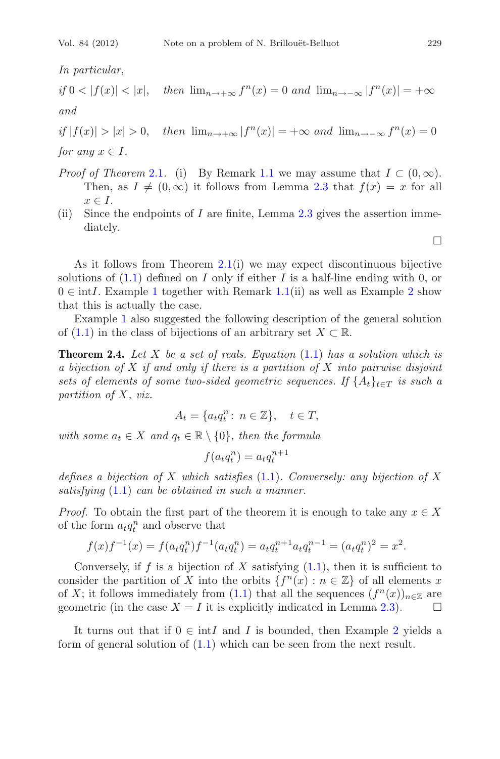*In particular,*

*if* $0 < |f(x)| < |x|$, *then* $\lim_{n\to+\infty} f^n(x) = 0$ *and* $\lim_{n\to-\infty} |f^n(x)| = +\infty$

*and*

*if* $|f(x)| > |x| > 0$, *then* $\lim_{n\to+\infty} |f^n(x)| = +\infty$ *and* $\lim_{n\to-\infty} f^n(x) = 0$

*for any* $x \in I$.

*Proof of Theorem* 2.1. (i) By Remark 1.1 we may assume that $I \subset (0, \infty)$. Then, as $I \neq (0, \infty)$ it follows from Lemma 2.3 that $f(x) = x$ for all $x \in I$.

(ii) Since the endpoints of $I$ are finite, Lemma 2.3 gives the assertion immediately.

□

As it follows from Theorem 2.1(i) we may expect discontinuous bijective solutions of (1.1) defined on $I$ only if either $I$ is a half-line ending with 0, or $0 \in \text{int}I$. Example 1 together with Remark 1.1(ii) as well as Example 2 show that this is actually the case.

Example 1 also suggested the following description of the general solution of (1.1) in the class of bijections of an arbitrary set $X \subset \mathbb{R}$.

**Theorem 2.4.** *Let* $X$ *be a set of reals. Equation* (1.1) *has a solution which is a bijection of* $X$ *if and only if there is a partition of* $X$ *into pairwise disjoint sets of elements of some two-sided geometric sequences. If* $\{A_t\}_{t\in T}$ *is such a partition of* $X$, *viz.*

$$A_t = \{a_t q_t^n : n \in \mathbb{Z}\}, \quad t \in T,$$

*with some* $a_t \in X$ *and* $q_t \in \mathbb{R} \setminus \{0\}$, *then the formula*

$$f(a_t q_t^n) = a_t q_t^{n+1}$$

*defines a bijection of* $X$ *which satisfies* (1.1). *Conversely: any bijection of* $X$ *satisfying* (1.1) *can be obtained in such a manner.*

*Proof.* To obtain the first part of the theorem it is enough to take any $x \in X$ of the form $a_t q_t^n$ and observe that

$$f(x)f^{-1}(x) = f(a_t q_t^n)f^{-1}(a_t q_t^n) = a_t q_t^{n+1} a_t q_t^{n-1} = (a_t q_t^n)^2 = x^2.$$

Conversely, if $f$ is a bijection of $X$ satisfying (1.1), then it is sufficient to consider the partition of $X$ into the orbits $\{f^n(x) : n \in \mathbb{Z}\}$ of all elements $x$ of $X$; it follows immediately from (1.1) that all the sequences $(f^n(x))_{n\in\mathbb{Z}}$ are geometric (in the case $X = I$ it is explicitly indicated in Lemma 2.3). □

It turns out that if $0 \in \text{int}I$ and $I$ is bounded, then Example 2 yields a form of general solution of (1.1) which can be seen from the next result.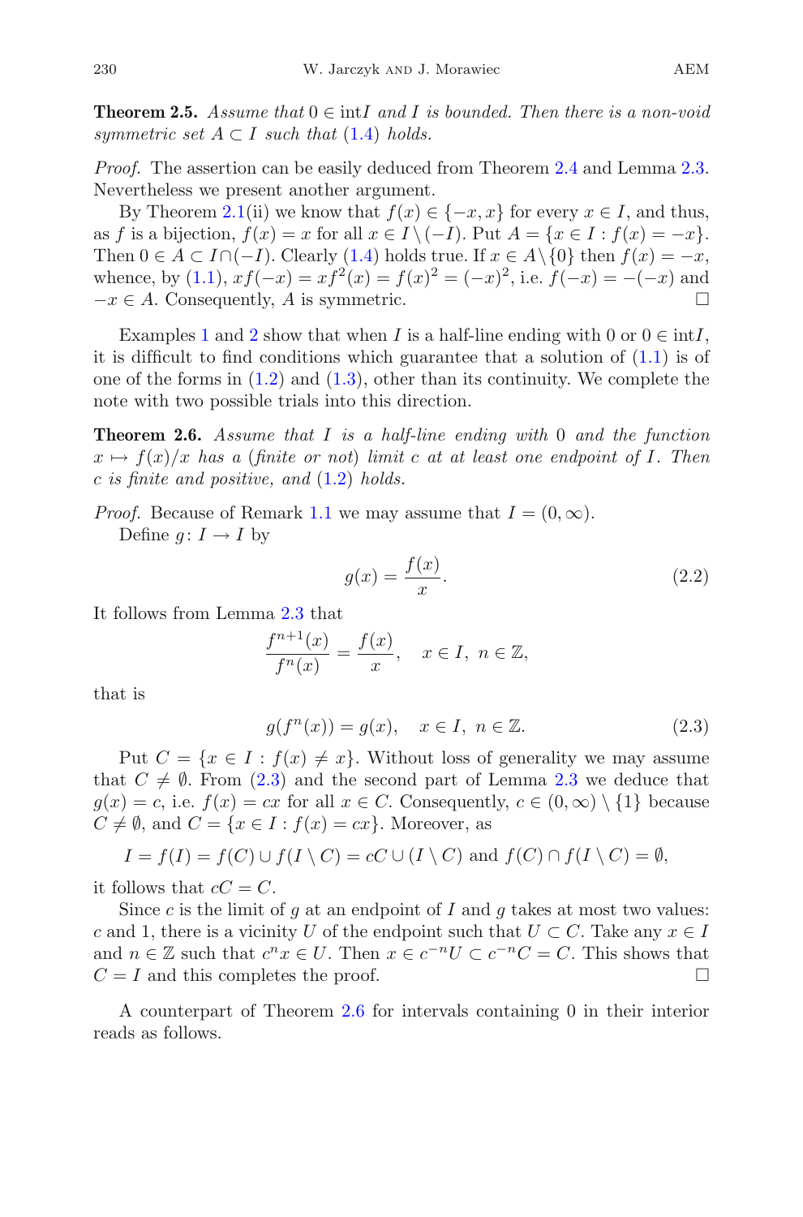**Theorem 2.5.** *Assume that* $0 \in \text{int} I$ *and* $I$ *is bounded. Then there is a non-void symmetric set* $A \subset I$ *such that* (1.4) *holds.*

*Proof.* The assertion can be easily deduced from Theorem 2.4 and Lemma 2.3. Nevertheless we present another argument.

By Theorem 2.1(ii) we know that $f(x) \in \{-x, x\}$ for every $x \in I$, and thus, as $f$ is a bijection, $f(x) = x$ for all $x \in I \setminus (-I)$. Put $A = \{x \in I : f(x) = -x\}$. Then $0 \in A \subset I \cap (-I)$. Clearly (1.4) holds true. If $x \in A \setminus \{0\}$ then $f(x) = -x$, whence, by (1.1), $xf(-x) = xf^2(x) = f(x)^2 = (-x)^2$, i.e. $f(-x) = -(-x)$ and $-x \in A$. Consequently, $A$ is symmetric. □

Examples 1 and 2 show that when $I$ is a half-line ending with 0 or $0 \in \text{int} I$, it is difficult to find conditions which guarantee that a solution of (1.1) is of one of the forms in (1.2) and (1.3), other than its continuity. We complete the note with two possible trials into this direction.

**Theorem 2.6.** *Assume that* $I$ *is a half-line ending with* 0 *and the function* $x \mapsto f(x)/x$ *has a (finite or not) limit* $c$ *at at least one endpoint of* $I$*. Then* $c$ *is finite and positive, and* (1.2) *holds.*

*Proof.* Because of Remark 1.1 we may assume that $I = (0, \infty)$.

Define $g \colon I \to I$ by

$$g(x) = \frac{f(x)}{x}. \tag{2.2}$$

It follows from Lemma 2.3 that

$$\frac{f^{n+1}(x)}{f^n(x)} = \frac{f(x)}{x}, \quad x \in I, \ n \in \mathbb{Z},$$

that is

$$g(f^n(x)) = g(x), \quad x \in I, \ n \in \mathbb{Z}. \tag{2.3}$$

Put $C = \{x \in I : f(x) \neq x\}$. Without loss of generality we may assume that $C \neq \emptyset$. From (2.3) and the second part of Lemma 2.3 we deduce that $g(x) = c$, i.e. $f(x) = cx$ for all $x \in C$. Consequently, $c \in (0, \infty) \setminus \{1\}$ because $C \neq \emptyset$, and $C = \{x \in I : f(x) = cx\}$. Moreover, as

$$I = f(I) = f(C) \cup f(I \setminus C) = cC \cup (I \setminus C) \text{ and } f(C) \cap f(I \setminus C) = \emptyset,$$

it follows that $cC = C$.

Since $c$ is the limit of $g$ at an endpoint of $I$ and $g$ takes at most two values: $c$ and 1, there is a vicinity $U$ of the endpoint such that $U \subset C$. Take any $x \in I$ and $n \in \mathbb{Z}$ such that $c^n x \in U$. Then $x \in c^{-n}U \subset c^{-n}C = C$. This shows that $C = I$ and this completes the proof. □

A counterpart of Theorem 2.6 for intervals containing 0 in their interior reads as follows.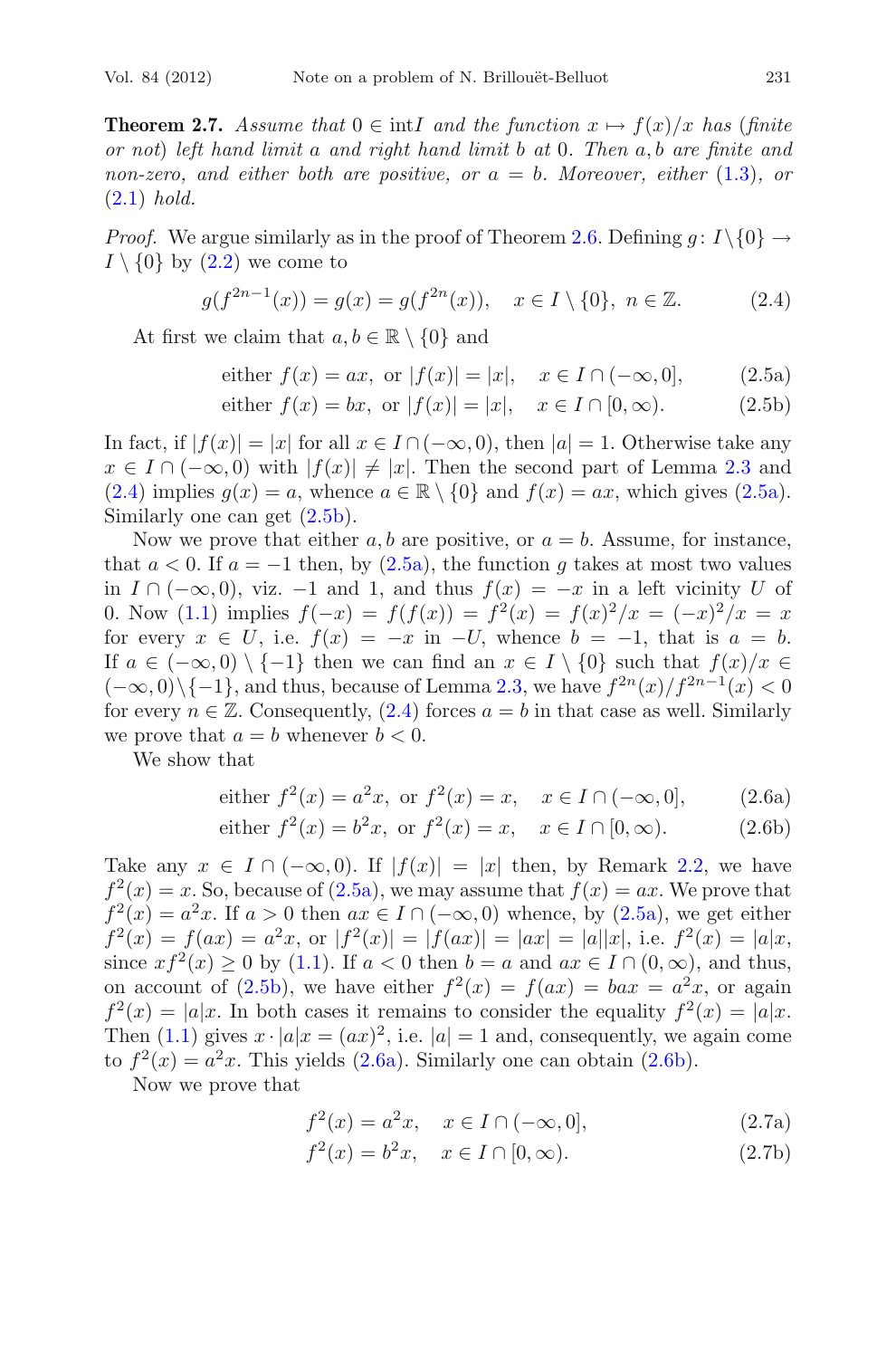**Theorem 2.7.** *Assume that $0 \in \text{int} I$ and the function $x \mapsto f(x)/x$ has (finite or not) left hand limit $a$ and right hand limit $b$ at $0$. Then $a, b$ are finite and non-zero, and either both are positive, or $a = b$. Moreover, either (1.3), or (2.1) hold.*

*Proof.* We argue similarly as in the proof of Theorem 2.6. Defining $g\colon I \setminus \{0\} \to I \setminus \{0\}$ by (2.2) we come to

$$g(f^{2n-1}(x)) = g(x) = g(f^{2n}(x)), \quad x \in I \setminus \{0\},\ n \in \mathbb{Z}. \tag{2.4}$$

At first we claim that $a, b \in \mathbb{R} \setminus \{0\}$ and

$$\text{either } f(x) = ax, \text{ or } |f(x)| = |x|, \quad x \in I \cap (-\infty, 0], \tag{2.5a}$$

$$\text{either } f(x) = bx, \text{ or } |f(x)| = |x|, \quad x \in I \cap [0, \infty). \tag{2.5b}$$

In fact, if $|f(x)| = |x|$ for all $x \in I \cap (-\infty, 0)$, then $|a| = 1$. Otherwise take any $x \in I \cap (-\infty, 0)$ with $|f(x)| \neq |x|$. Then the second part of Lemma 2.3 and (2.4) implies $g(x) = a$, whence $a \in \mathbb{R} \setminus \{0\}$ and $f(x) = ax$, which gives (2.5a). Similarly one can get (2.5b).

Now we prove that either $a, b$ are positive, or $a = b$. Assume, for instance, that $a < 0$. If $a = -1$ then, by (2.5a), the function $g$ takes at most two values in $I \cap (-\infty, 0)$, viz. $-1$ and $1$, and thus $f(x) = -x$ in a left vicinity $U$ of $0$. Now (1.1) implies $f(-x) = f(f(x)) = f^2(x) = f(x)^2/x = (-x)^2/x = x$ for every $x \in U$, i.e. $f(x) = -x$ in $-U$, whence $b = -1$, that is $a = b$. If $a \in (-\infty, 0) \setminus \{-1\}$ then we can find an $x \in I \setminus \{0\}$ such that $f(x)/x \in (-\infty, 0) \setminus \{-1\}$, and thus, because of Lemma 2.3, we have $f^{2n}(x)/f^{2n-1}(x) < 0$ for every $n \in \mathbb{Z}$. Consequently, (2.4) forces $a = b$ in that case as well. Similarly we prove that $a = b$ whenever $b < 0$.

We show that

$$\text{either } f^2(x) = a^2x, \text{ or } f^2(x) = x, \quad x \in I \cap (-\infty, 0], \tag{2.6a}$$

$$\text{either } f^2(x) = b^2x, \text{ or } f^2(x) = x, \quad x \in I \cap [0, \infty). \tag{2.6b}$$

Take any $x \in I \cap (-\infty, 0)$. If $|f(x)| = |x|$ then, by Remark 2.2, we have $f^2(x) = x$. So, because of (2.5a), we may assume that $f(x) = ax$. We prove that $f^2(x) = a^2x$. If $a > 0$ then $ax \in I \cap (-\infty, 0)$ whence, by (2.5a), we get either $f^2(x) = f(ax) = a^2x$, or $|f^2(x)| = |f(ax)| = |ax| = |a||x|$, i.e. $f^2(x) = |a|x$, since $xf^2(x) \geq 0$ by (1.1). If $a < 0$ then $b = a$ and $ax \in I \cap (0, \infty)$, and thus, on account of (2.5b), we have either $f^2(x) = f(ax) = bax = a^2x$, or again $f^2(x) = |a|x$. In both cases it remains to consider the equality $f^2(x) = |a|x$. Then (1.1) gives $x \cdot |a|x = (ax)^2$, i.e. $|a| = 1$ and, consequently, we again come to $f^2(x) = a^2x$. This yields (2.6a). Similarly one can obtain (2.6b).

Now we prove that

$$f^2(x) = a^2x, \quad x \in I \cap (-\infty, 0], \tag{2.7a}$$

$$f^2(x) = b^2x, \quad x \in I \cap [0, \infty). \tag{2.7b}$$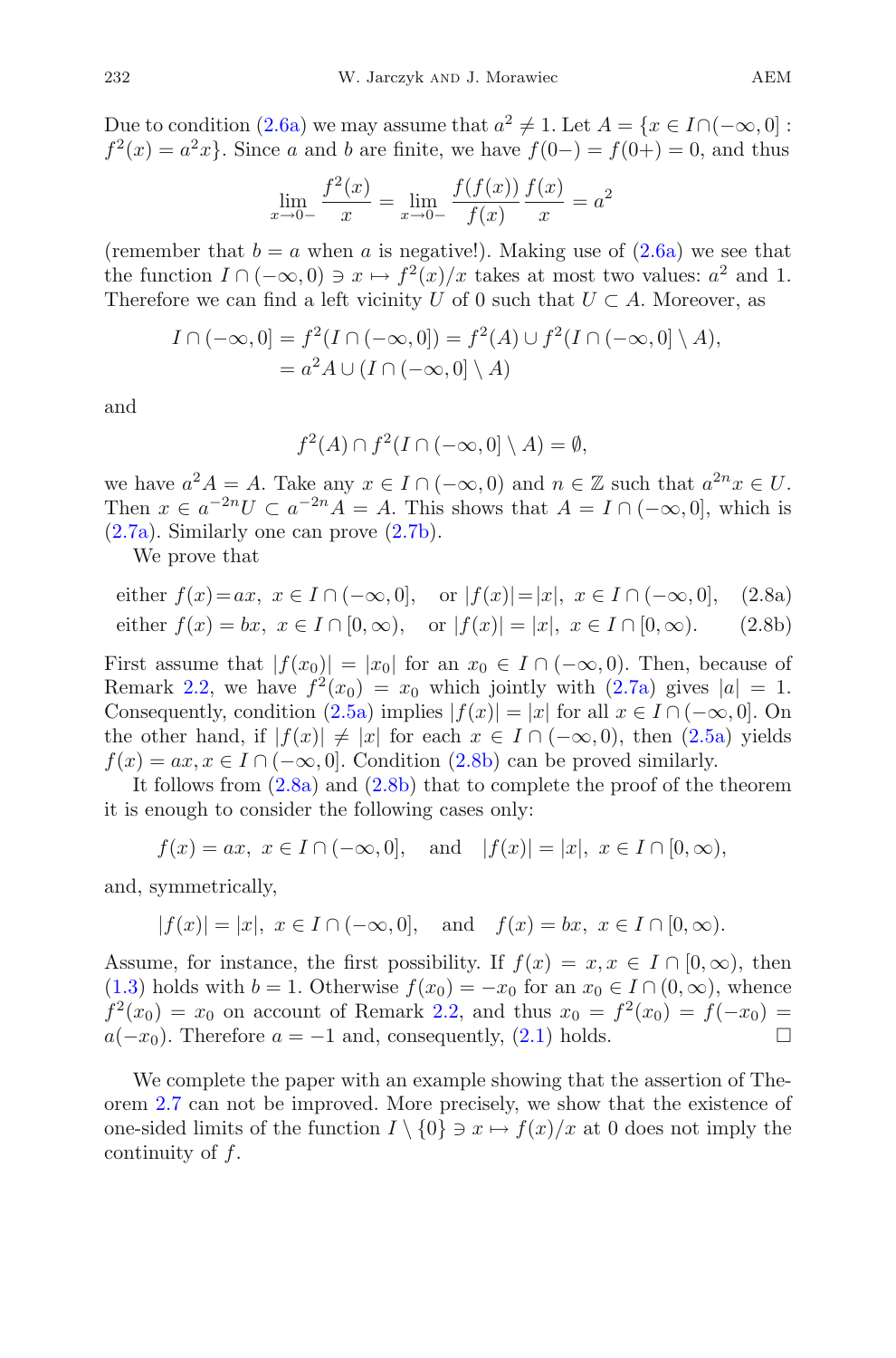Due to condition (2.6a) we may assume that $a^2 \neq 1$. Let $A = \{x \in I \cap (-\infty, 0] : f^2(x) = a^2 x\}$. Since $a$ and $b$ are finite, we have $f(0-) = f(0+) = 0$, and thus

$$\lim_{x \to 0-} \frac{f^2(x)}{x} = \lim_{x \to 0-} \frac{f(f(x))}{f(x)} \frac{f(x)}{x} = a^2$$

(remember that $b = a$ when $a$ is negative!). Making use of (2.6a) we see that the function $I \cap (-\infty, 0) \ni x \mapsto f^2(x)/x$ takes at most two values: $a^2$ and 1. Therefore we can find a left vicinity $U$ of 0 such that $U \subset A$. Moreover, as

$$\begin{aligned} I \cap (-\infty, 0] &= f^2(I \cap (-\infty, 0]) = f^2(A) \cup f^2(I \cap (-\infty, 0] \setminus A), \\ &= a^2 A \cup (I \cap (-\infty, 0] \setminus A) \end{aligned}$$

and

$$f^2(A) \cap f^2(I \cap (-\infty, 0] \setminus A) = \emptyset,$$

we have $a^2 A = A$. Take any $x \in I \cap (-\infty, 0)$ and $n \in \mathbb{Z}$ such that $a^{2n} x \in U$. Then $x \in a^{-2n} U \subset a^{-2n} A = A$. This shows that $A = I \cap (-\infty, 0]$, which is (2.7a). Similarly one can prove (2.7b).

We prove that

$$\text{either } f(x) = ax, \ x \in I \cap (-\infty, 0], \quad \text{or } |f(x)| = |x|, \ x \in I \cap (-\infty, 0], \tag{2.8a}$$

$$\text{either } f(x) = bx, \ x \in I \cap [0, \infty), \quad \text{or } |f(x)| = |x|, \ x \in I \cap [0, \infty). \tag{2.8b}$$

First assume that $|f(x_0)| = |x_0|$ for an $x_0 \in I \cap (-\infty, 0)$. Then, because of Remark 2.2, we have $f^2(x_0) = x_0$ which jointly with (2.7a) gives $|a| = 1$. Consequently, condition (2.5a) implies $|f(x)| = |x|$ for all $x \in I \cap (-\infty, 0]$. On the other hand, if $|f(x)| \neq |x|$ for each $x \in I \cap (-\infty, 0)$, then (2.5a) yields $f(x) = ax, x \in I \cap (-\infty, 0]$. Condition (2.8b) can be proved similarly.

It follows from (2.8a) and (2.8b) that to complete the proof of the theorem it is enough to consider the following cases only:

$$f(x) = ax, \ x \in I \cap (-\infty, 0], \quad \text{and} \quad |f(x)| = |x|, \ x \in I \cap [0, \infty),$$

and, symmetrically,

$$|f(x)| = |x|, \ x \in I \cap (-\infty, 0], \quad \text{and} \quad f(x) = bx, \ x \in I \cap [0, \infty).$$

Assume, for instance, the first possibility. If $f(x) = x, x \in I \cap [0, \infty)$, then (1.3) holds with $b = 1$. Otherwise $f(x_0) = -x_0$ for an $x_0 \in I \cap (0, \infty)$, whence $f^2(x_0) = x_0$ on account of Remark 2.2, and thus $x_0 = f^2(x_0) = f(-x_0) = a(-x_0)$. Therefore $a = -1$ and, consequently, (2.1) holds. $\square$

We complete the paper with an example showing that the assertion of Theorem 2.7 can not be improved. More precisely, we show that the existence of one-sided limits of the function $I \setminus \{0\} \ni x \mapsto f(x)/x$ at 0 does not imply the continuity of $f$.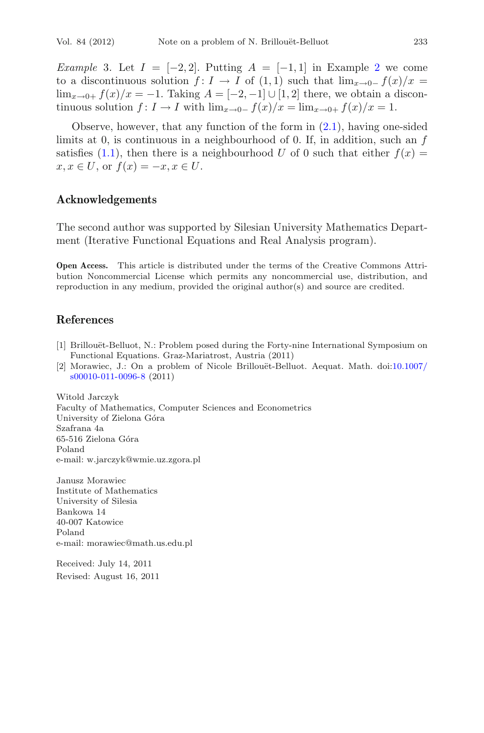*Example* 3. Let $I = [-2, 2]$. Putting $A = [-1, 1]$ in Example 2 we come to a discontinuous solution $f : I \to I$ of (1,1) such that $\lim_{x \to 0-} f(x)/x = \lim_{x \to 0+} f(x)/x = -1$. Taking $A = [-2, -1] \cup [1, 2]$ there, we obtain a discontinuous solution $f : I \to I$ with $\lim_{x \to 0-} f(x)/x = \lim_{x \to 0+} f(x)/x = 1$.

Observe, however, that any function of the form in (2.1), having one-sided limits at 0, is continuous in a neighbourhood of 0. If, in addition, such an $f$ satisfies (1.1), then there is a neighbourhood $U$ of 0 such that either $f(x) = x, x \in U$, or $f(x) = -x, x \in U$.

## Acknowledgements

The second author was supported by Silesian University Mathematics Department (Iterative Functional Equations and Real Analysis program).

**Open Access.** This article is distributed under the terms of the Creative Commons Attribution Noncommercial License which permits any noncommercial use, distribution, and reproduction in any medium, provided the original author(s) and source are credited.

## References

[1] Brillouët-Belluot, N.: Problem posed during the Forty-nine International Symposium on Functional Equations. Graz-Mariatrost, Austria (2011)

[2] Morawiec, J.: On a problem of Nicole Brillouët-Belluot. Aequat. Math. doi:10.1007/s00010-011-0096-8 (2011)

Witold Jarczyk
Faculty of Mathematics, Computer Sciences and Econometrics
University of Zielona Góra
Szafrana 4a
65-516 Zielona Góra
Poland
e-mail: w.jarczyk@wmie.uz.zgora.pl

Janusz Morawiec
Institute of Mathematics
University of Silesia
Bankowa 14
40-007 Katowice
Poland
e-mail: morawiec@math.us.edu.pl

Received: July 14, 2011
Revised: August 16, 2011